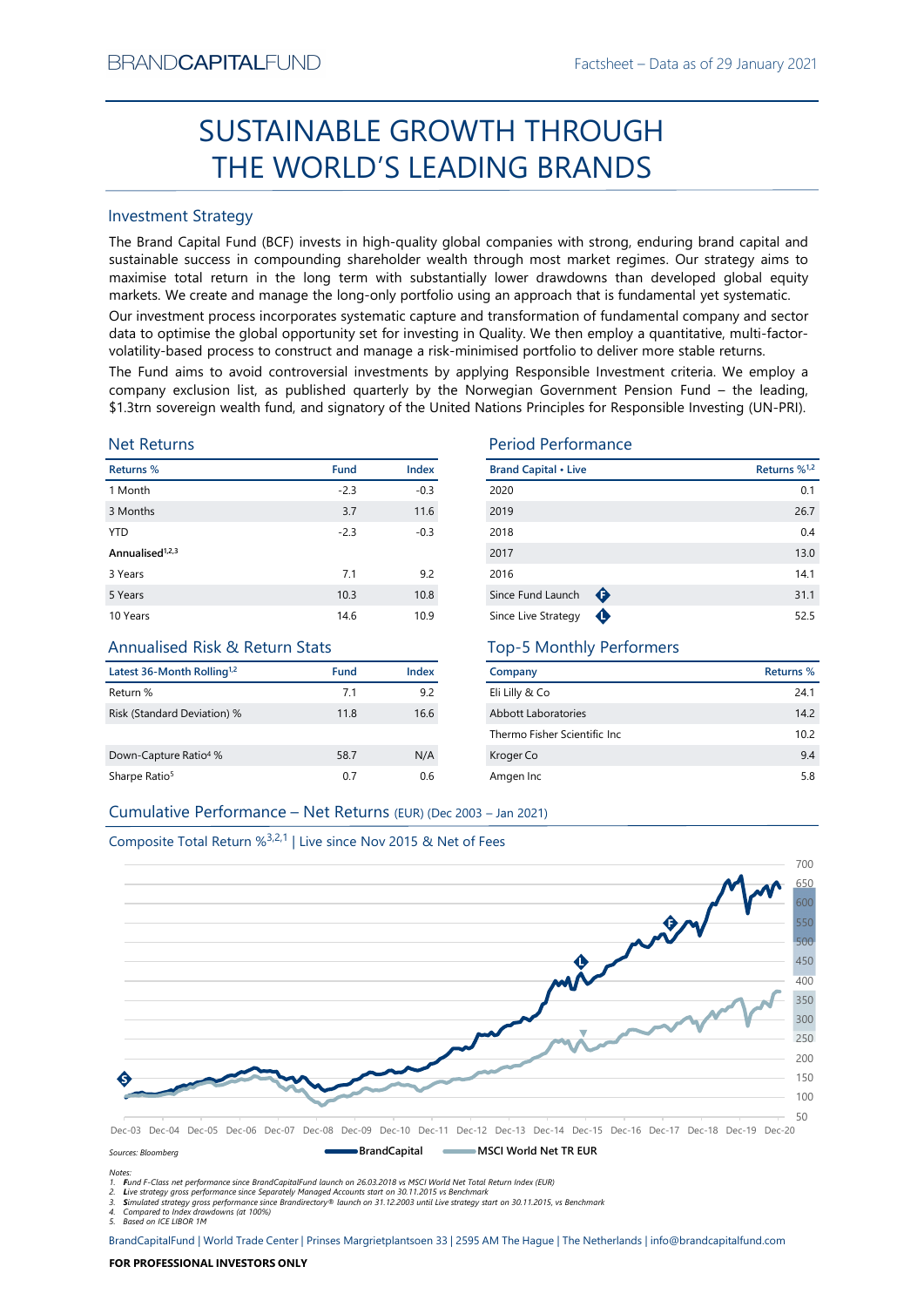BRANDCAPITALFUND

Factsheet – Data as of 29 January 2021

# SUSTAINABLE GROWTH THROUGH THE WORLD'S LEADING BRANDS

## Investment Strategy

The Brand Capital Fund (BCF) invests in high-quality global companies with strong, enduring brand capital and sustainable success in compounding shareholder wealth through most market regimes. Our strategy aims to maximise total return in the long term with substantially lower drawdowns than developed global equity markets. We create and manage the long-only portfolio using an approach that is fundamental yet systematic.

Our investment process incorporates systematic capture and transformation of fundamental company and sector data to optimise the global opportunity set for investing in Quality. We then employ a quantitative, multi-factor-volatility-based process to construct and manage a risk-minimised portfolio to deliver more stable returns.

The Fund aims to avoid controversial investments by applying Responsible Investment criteria. We employ a company exclusion list, as published quarterly by the Norwegian Government Pension Fund – the leading, $1.3trn sovereign wealth fund, and signatory of the United Nations Principles for Responsible Investing (UN-PRI).

## Net Returns

| Returns % | Fund | Index |
|---|---|---|
| 1 Month | -2.3 | -0.3 |
| 3 Months | 3.7 | 11.6 |
| YTD | -2.3 | -0.3 |
| **Annualised**[1,2,3] | | |
| 3 Years | 7.1 | 9.2 |
| 5 Years | 10.3 | 10.8 |
| 10 Years | 14.6 | 10.9 |

## Period Performance

| Brand Capital • Live | Returns %[1,2] |
|---|---|
| 2020 | 0.1 |
| 2019 | 26.7 |
| 2018 | 0.4 |
| 2017 | 13.0 |
| 2016 | 14.1 |
| Since Fund Launch (F) | 31.1 |
| Since Live Strategy (L) | 52.5 |

## Annualised Risk & Return Stats

| Latest 36-Month Rolling[1,2] | Fund | Index |
|---|---|---|
| Return % | 7.1 | 9.2 |
| Risk (Standard Deviation) % | 11.8 | 16.6 |
| Down-Capture Ratio[4] % | 58.7 | N/A |
| Sharpe Ratio[5] | 0.7 | 0.6 |

## Top-5 Monthly Performers

| Company | Returns % |
|---|---|
| Eli Lilly & Co | 24.1 |
| Abbott Laboratories | 14.2 |
| Thermo Fisher Scientific Inc | 10.2 |
| Kroger Co | 9.4 |
| Amgen Inc | 5.8 |

## Cumulative Performance – Net Returns (EUR) (Dec 2003 – Jan 2021)

Composite Total Return %[3,2,1] | Live since Nov 2015 & Net of Fees

Legend: BrandCapital — MSCI World Net TR EUR

Sources: Bloomberg

Notes:
1. **F**und F-Class net performance since BrandCapitalFund launch on 26.03.2018 vs MSCI World Net Total Return Index (EUR)
2. **L**ive strategy gross performance since Separately Managed Accounts start on 30.11.2015 vs Benchmark
3. **S**imulated strategy gross performance since Brandirectory® launch on 31.12.2003 until Live strategy start on 30.11.2015, vs Benchmark
4. Compared to Index drawdowns (at 100%)
5. Based on ICE LIBOR 1M

BrandCapitalFund | World Trade Center | Prinses Margrietplantsoen 33 | 2595 AM The Hague | The Netherlands | info@brandcapitalfund.com

**FOR PROFESSIONAL INVESTORS ONLY**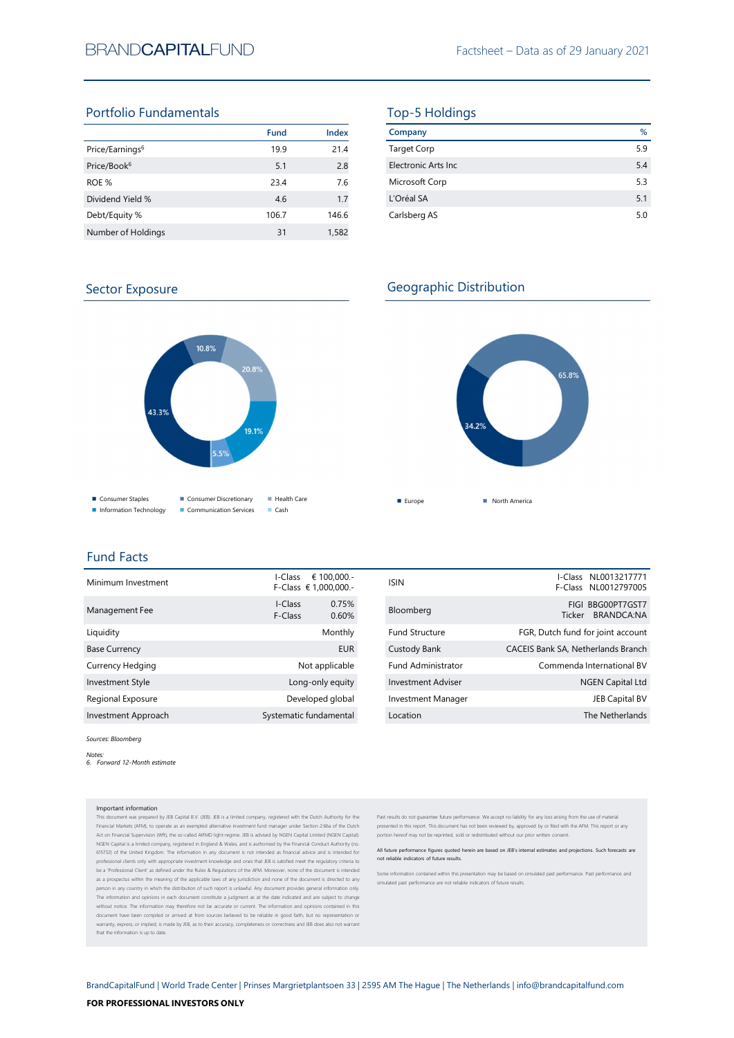# BRANDCAPITALFUND

Factsheet – Data as of 29 January 2021

## Portfolio Fundamentals

| | Fund | Index |
|---|---|---|
| Price/Earnings[6] | 19.9 | 21.4 |
| Price/Book[6] | 5.1 | 2.8 |
| ROE % | 23.4 | 7.6 |
| Dividend Yield % | 4.6 | 1.7 |
| Debt/Equity % | 106.7 | 146.6 |
| Number of Holdings | 31 | 1,582 |

## Top-5 Holdings

| Company | % |
|---|---|
| Target Corp | 5.9 |
| Electronic Arts Inc | 5.4 |
| Microsoft Corp | 5.3 |
| L'Oréal SA | 5.1 |
| Carlsberg AS | 5.0 |

## Sector Exposure

10.8%
20.8%
43.3%
19.1%
5.5%

Consumer Staples
Consumer Discretionary
Health Care
Information Technology
Communication Services
Cash

## Geographic Distribution

65.8%
34.2%

Europe
North America

## Fund Facts

| | |
|---|---|
| Minimum Investment | I-Class € 100,000.- <br> F-Class € 1,000,000.- |
| Management Fee | I-Class 0.75% <br> F-Class 0.60% |
| Liquidity | Monthly |
| Base Currency | EUR |
| Currency Hedging | Not applicable |
| Investment Style | Long-only equity |
| Regional Exposure | Developed global |
| Investment Approach | Systematic fundamental |

| | |
|---|---|
| ISIN | I-Class NL0013217771 <br> F-Class NL0012797005 |
| Bloomberg | FIGI BBG00PT7GST7 <br> Ticker BRANDCA:NA |
| Fund Structure | FGR, Dutch fund for joint account |
| Custody Bank | CACEIS Bank SA, Netherlands Branch |
| Fund Administrator | Commenda International BV |
| Investment Adviser | NGEN Capital Ltd |
| Investment Manager | JEB Capital BV |
| Location | The Netherlands |

*Sources: Bloomberg*

*Notes:*
*6. Forward 12-Month estimate*

Important information

This document was prepared by JEB Capital B.V. (JEB). JEB is a limited company, registered with the Dutch Authority for the Financial Markets (AFM), to operate as an exempted alternative investment fund manager under Section 2:66a of the Dutch Act on Financial Supervision (Wft), the so-called AIFMD light-regime. JEB is advised by NGEN Capital Limited (NGEN Capital). NGEN Capital is a limited company, registered in England & Wales, and is authorised by the Financial Conduct Authority (no. 615732) of the United Kingdom. The information in any document is not intended as financial advice and is intended for professional clients only with appropriate investment knowledge and ones that JEB is satisfied meet the regulatory criteria to be a 'Professional Client' as defined under the Rules & Regulations of the AFM. Moreover, none of the document is intended as a prospectus within the meaning of the applicable laws of any jurisdiction and none of the document is directed to any person in any country in which the distribution of such report is unlawful. Any document provides general information only. The information and opinions in each document constitute a judgment as at the date indicated and are subject to change without notice. The information may therefore not be accurate or current. The information and opinions contained in this document have been compiled or arrived at from sources believed to be reliable in good faith, but no representation or warranty, express, or implied, is made by JEB, as to their accuracy, completeness or correctness and JEB does also not warrant that the information is up to date.

Past results do not guarantee future performance. We accept no liability for any loss arising from the use of material presented in this report. This document has not been reviewed by, approved by or filed with the AFM. This report or any portion hereof may not be reprinted, sold or redistributed without our prior written consent.

All future performance figures quoted herein are based on JEB's internal estimates and projections. Such forecasts are not reliable indicators of future results.

Some information contained within this presentation may be based on simulated past performance. Past performance and simulated past performance are not reliable indicators of future results.

BrandCapitalFund | World Trade Center | Prinses Margrietplantsoen 33 | 2595 AM The Hague | The Netherlands | info@brandcapitalfund.com

**FOR PROFESSIONAL INVESTORS ONLY**